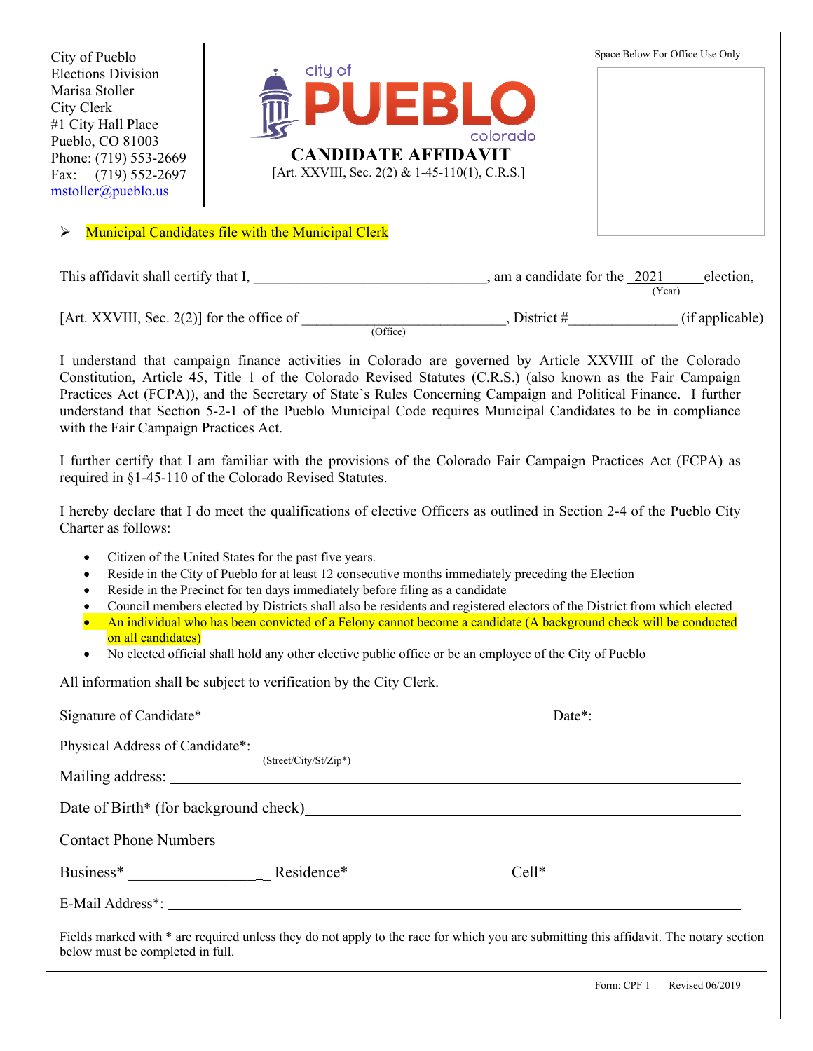City of Pueblo
Elections Division
Marisa Stoller
City Clerk
#1 City Hall Place
Pueblo, CO 81003
Phone: (719) 553-2669
Fax: (719) 552-2697
mstoller@pueblo.us

city of PUEBLO colorado

# CANDIDATE AFFIDAVIT

[Art. XXVIII, Sec. 2(2) & 1-45-110(1), C.R.S.]

Space Below For Office Use Only

- Municipal Candidates file with the Municipal Clerk

This affidavit shall certify that I, ________________________________, am a candidate for the 2021 (Year) election, [Art. XXVIII, Sec. 2(2)] for the office of ____________________________ (Office), District #_______________ (if applicable)

I understand that campaign finance activities in Colorado are governed by Article XXVIII of the Colorado Constitution, Article 45, Title 1 of the Colorado Revised Statutes (C.R.S.) (also known as the Fair Campaign Practices Act (FCPA)), and the Secretary of State's Rules Concerning Campaign and Political Finance. I further understand that Section 5-2-1 of the Pueblo Municipal Code requires Municipal Candidates to be in compliance with the Fair Campaign Practices Act.

I further certify that I am familiar with the provisions of the Colorado Fair Campaign Practices Act (FCPA) as required in §1-45-110 of the Colorado Revised Statutes.

I hereby declare that I do meet the qualifications of elective Officers as outlined in Section 2-4 of the Pueblo City Charter as follows:

- Citizen of the United States for the past five years.
- Reside in the City of Pueblo for at least 12 consecutive months immediately preceding the Election
- Reside in the Precinct for ten days immediately before filing as a candidate
- Council members elected by Districts shall also be residents and registered electors of the District from which elected
- An individual who has been convicted of a Felony cannot become a candidate (A background check will be conducted on all candidates)
- No elected official shall hold any other elective public office or be an employee of the City of Pueblo

All information shall be subject to verification by the City Clerk.

Signature of Candidate* ________________________________ Date*: ____________

Physical Address of Candidate*: ________________________________ (Street/City/St/Zip*)

Mailing address: ________________________________

Date of Birth* (for background check) ________________________________

Contact Phone Numbers

Business* ________________ Residence* ________________ Cell* ________________

E-Mail Address*: ________________________________

Fields marked with * are required unless they do not apply to the race for which you are submitting this affidavit. The notary section below must be completed in full.

Form: CPF 1 Revised 06/2019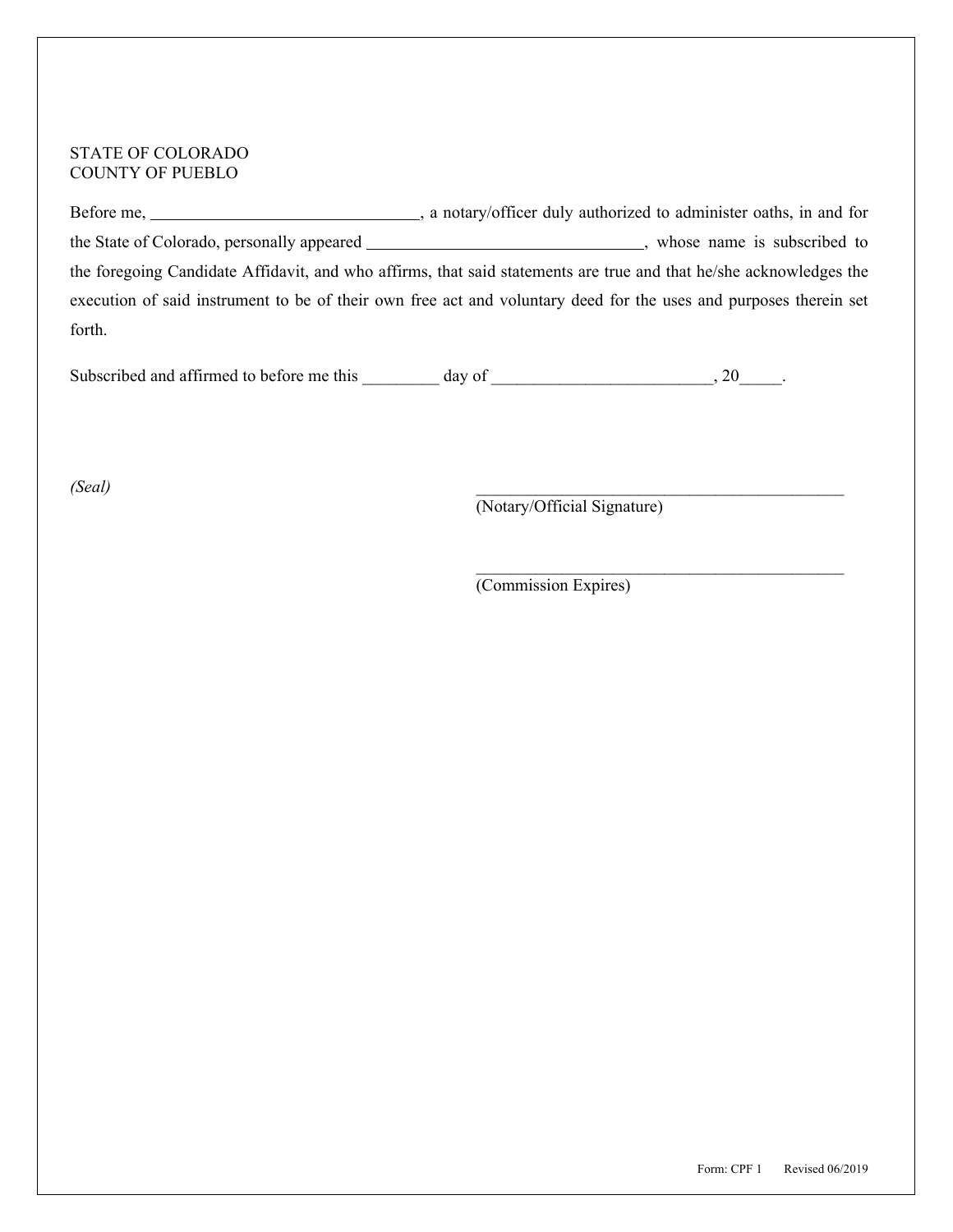STATE OF COLORADO
COUNTY OF PUEBLO

Before me, ________________________________, a notary/officer duly authorized to administer oaths, in and for the State of Colorado, personally appeared _________________________________, whose name is subscribed to the foregoing Candidate Affidavit, and who affirms, that said statements are true and that he/she acknowledges the execution of said instrument to be of their own free act and voluntary deed for the uses and purposes therein set forth.

Subscribed and affirmed to before me this _________ day of __________________________, 20_____.

*(Seal)*

_____________________________________________
(Notary/Official Signature)

_____________________________________________
(Commission Expires)

Form: CPF 1 Revised 06/2019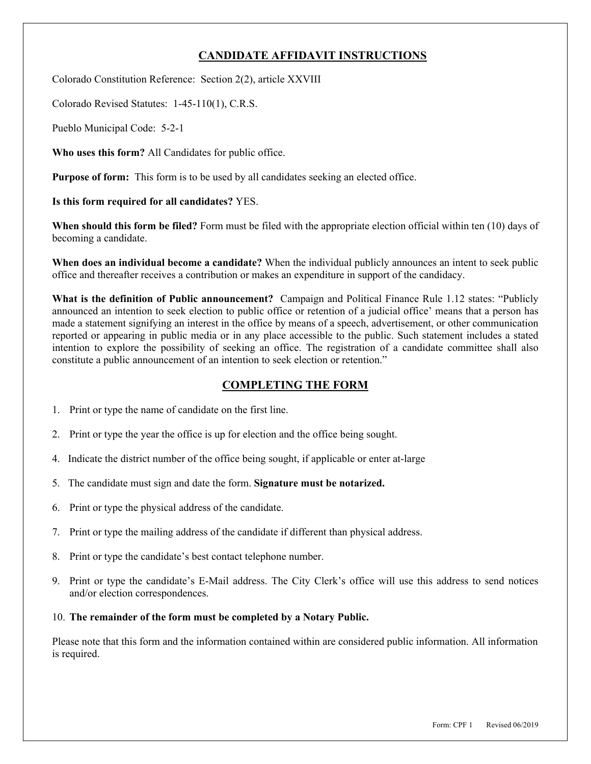## CANDIDATE AFFIDAVIT INSTRUCTIONS

Colorado Constitution Reference: Section 2(2), article XXVIII

Colorado Revised Statutes: 1-45-110(1), C.R.S.

Pueblo Municipal Code: 5-2-1

**Who uses this form?** All Candidates for public office.

**Purpose of form:** This form is to be used by all candidates seeking an elected office.

**Is this form required for all candidates?** YES.

**When should this form be filed?** Form must be filed with the appropriate election official within ten (10) days of becoming a candidate.

**When does an individual become a candidate?** When the individual publicly announces an intent to seek public office and thereafter receives a contribution or makes an expenditure in support of the candidacy.

**What is the definition of Public announcement?** Campaign and Political Finance Rule 1.12 states: "Publicly announced an intention to seek election to public office or retention of a judicial office' means that a person has made a statement signifying an interest in the office by means of a speech, advertisement, or other communication reported or appearing in public media or in any place accessible to the public. Such statement includes a stated intention to explore the possibility of seeking an office. The registration of a candidate committee shall also constitute a public announcement of an intention to seek election or retention."

## COMPLETING THE FORM

1. Print or type the name of candidate on the first line.

2. Print or type the year the office is up for election and the office being sought.

4. Indicate the district number of the office being sought, if applicable or enter at-large

5. The candidate must sign and date the form. **Signature must be notarized.**

6. Print or type the physical address of the candidate.

7. Print or type the mailing address of the candidate if different than physical address.

8. Print or type the candidate's best contact telephone number.

9. Print or type the candidate's E-Mail address. The City Clerk's office will use this address to send notices and/or election correspondences.

10. **The remainder of the form must be completed by a Notary Public.**

Please note that this form and the information contained within are considered public information. All information is required.

Form: CPF 1 Revised 06/2019